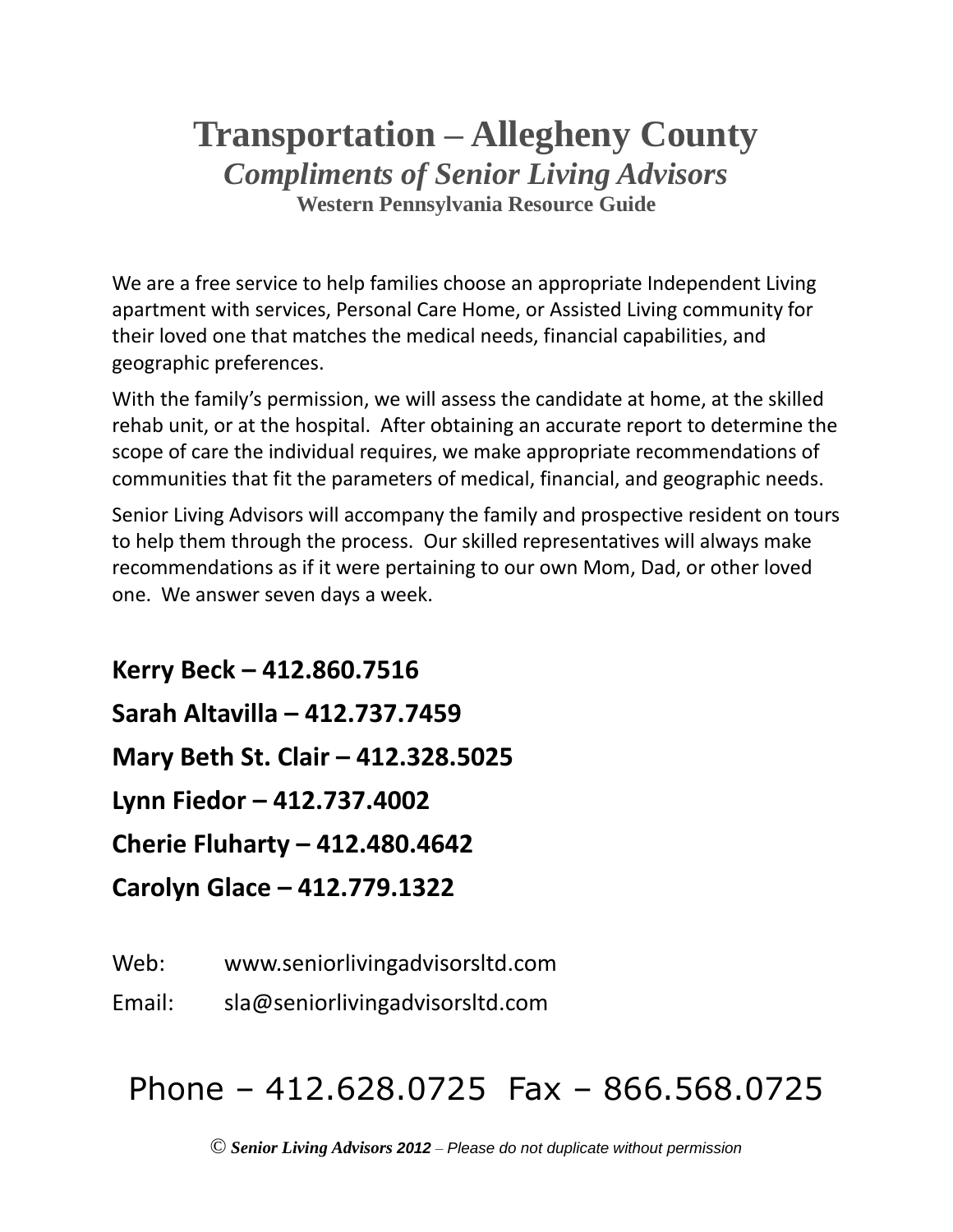# Transportation – Allegheny County

## *Compliments of Senior Living Advisors*

### Western Pennsylvania Resource Guide

We are a free service to help families choose an appropriate Independent Living apartment with services, Personal Care Home, or Assisted Living community for their loved one that matches the medical needs, financial capabilities, and geographic preferences.

With the family's permission, we will assess the candidate at home, at the skilled rehab unit, or at the hospital. After obtaining an accurate report to determine the scope of care the individual requires, we make appropriate recommendations of communities that fit the parameters of medical, financial, and geographic needs.

Senior Living Advisors will accompany the family and prospective resident on tours to help them through the process. Our skilled representatives will always make recommendations as if it were pertaining to our own Mom, Dad, or other loved one. We answer seven days a week.

**Kerry Beck – 412.860.7516**

**Sarah Altavilla – 412.737.7459**

**Mary Beth St. Clair – 412.328.5025**

**Lynn Fiedor – 412.737.4002**

**Cherie Fluharty – 412.480.4642**

**Carolyn Glace – 412.779.1322**

Web: www.seniorlivingadvisorsltd.com

Email: sla@seniorlivingadvisorsltd.com

Phone – 412.628.0725 Fax – 866.568.0725

© ***Senior Living Advisors 2012*** *– Please do not duplicate without permission*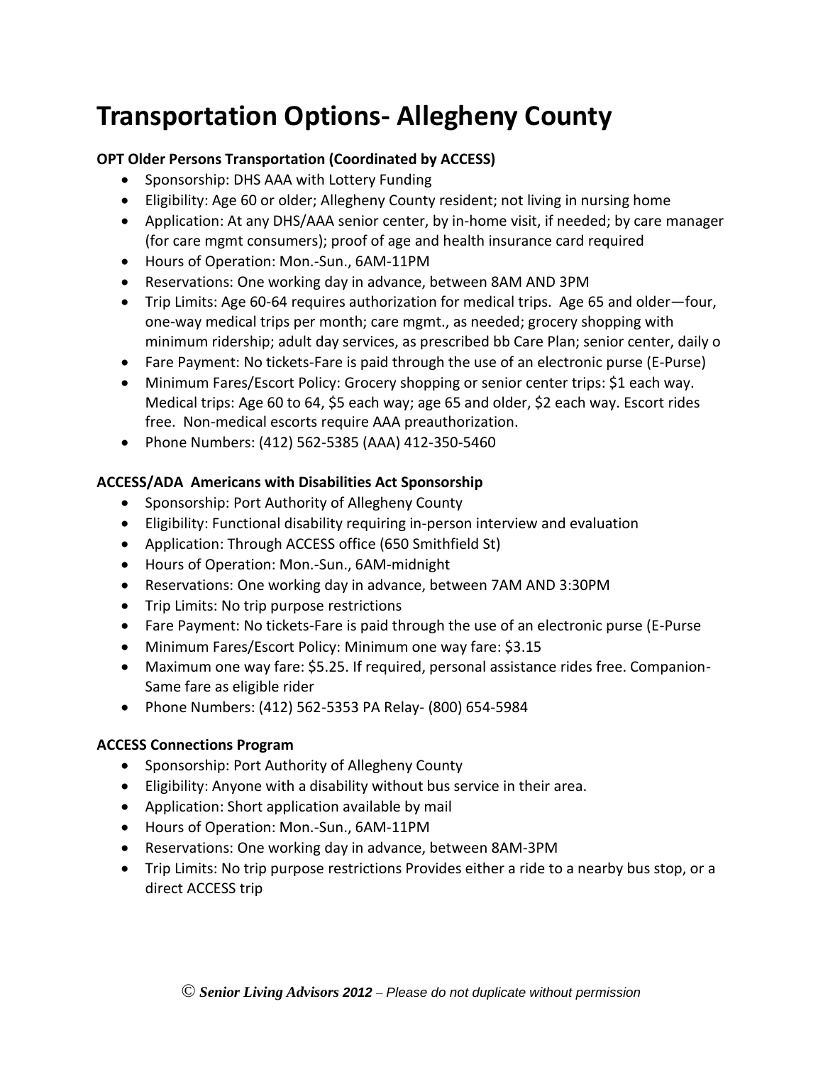# Transportation Options- Allegheny County

**OPT Older Persons Transportation (Coordinated by ACCESS)**

- Sponsorship: DHS AAA with Lottery Funding
- Eligibility: Age 60 or older; Allegheny County resident; not living in nursing home
- Application: At any DHS/AAA senior center, by in-home visit, if needed; by care manager (for care mgmt consumers); proof of age and health insurance card required
- Hours of Operation: Mon.-Sun., 6AM-11PM
- Reservations: One working day in advance, between 8AM AND 3PM
- Trip Limits: Age 60-64 requires authorization for medical trips. Age 65 and older—four, one-way medical trips per month; care mgmt., as needed; grocery shopping with minimum ridership; adult day services, as prescribed bb Care Plan; senior center, daily o
- Fare Payment: No tickets-Fare is paid through the use of an electronic purse (E-Purse)
- Minimum Fares/Escort Policy: Grocery shopping or senior center trips: $1 each way. Medical trips: Age 60 to 64, $5 each way; age 65 and older, $2 each way. Escort rides free. Non-medical escorts require AAA preauthorization.
- Phone Numbers: (412) 562-5385 (AAA) 412-350-5460

**ACCESS/ADA Americans with Disabilities Act Sponsorship**

- Sponsorship: Port Authority of Allegheny County
- Eligibility: Functional disability requiring in-person interview and evaluation
- Application: Through ACCESS office (650 Smithfield St)
- Hours of Operation: Mon.-Sun., 6AM-midnight
- Reservations: One working day in advance, between 7AM AND 3:30PM
- Trip Limits: No trip purpose restrictions
- Fare Payment: No tickets-Fare is paid through the use of an electronic purse (E-Purse
- Minimum Fares/Escort Policy: Minimum one way fare: $3.15
- Maximum one way fare: $5.25. If required, personal assistance rides free. Companion-Same fare as eligible rider
- Phone Numbers: (412) 562-5353 PA Relay- (800) 654-5984

**ACCESS Connections Program**

- Sponsorship: Port Authority of Allegheny County
- Eligibility: Anyone with a disability without bus service in their area.
- Application: Short application available by mail
- Hours of Operation: Mon.-Sun., 6AM-11PM
- Reservations: One working day in advance, between 8AM-3PM
- Trip Limits: No trip purpose restrictions Provides either a ride to a nearby bus stop, or a direct ACCESS trip

© ***Senior Living Advisors 2012*** *– Please do not duplicate without permission*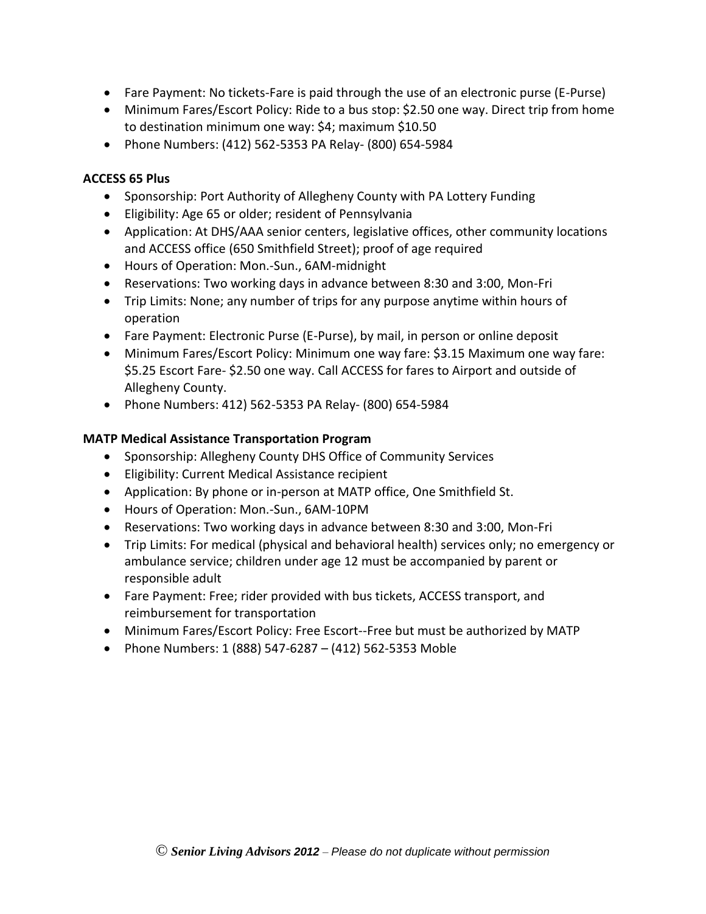- Fare Payment: No tickets-Fare is paid through the use of an electronic purse (E-Purse)
- Minimum Fares/Escort Policy: Ride to a bus stop: $2.50 one way. Direct trip from home to destination minimum one way: $4; maximum $10.50
- Phone Numbers: (412) 562-5353 PA Relay- (800) 654-5984

**ACCESS 65 Plus**

- Sponsorship: Port Authority of Allegheny County with PA Lottery Funding
- Eligibility: Age 65 or older; resident of Pennsylvania
- Application: At DHS/AAA senior centers, legislative offices, other community locations and ACCESS office (650 Smithfield Street); proof of age required
- Hours of Operation: Mon.-Sun., 6AM-midnight
- Reservations: Two working days in advance between 8:30 and 3:00, Mon-Fri
- Trip Limits: None; any number of trips for any purpose anytime within hours of operation
- Fare Payment: Electronic Purse (E-Purse), by mail, in person or online deposit
- Minimum Fares/Escort Policy: Minimum one way fare: $3.15 Maximum one way fare: $5.25 Escort Fare- $2.50 one way. Call ACCESS for fares to Airport and outside of Allegheny County.
- Phone Numbers: 412) 562-5353 PA Relay- (800) 654-5984

**MATP Medical Assistance Transportation Program**

- Sponsorship: Allegheny County DHS Office of Community Services
- Eligibility: Current Medical Assistance recipient
- Application: By phone or in-person at MATP office, One Smithfield St.
- Hours of Operation: Mon.-Sun., 6AM-10PM
- Reservations: Two working days in advance between 8:30 and 3:00, Mon-Fri
- Trip Limits: For medical (physical and behavioral health) services only; no emergency or ambulance service; children under age 12 must be accompanied by parent or responsible adult
- Fare Payment: Free; rider provided with bus tickets, ACCESS transport, and reimbursement for transportation
- Minimum Fares/Escort Policy: Free Escort--Free but must be authorized by MATP
- Phone Numbers: 1 (888) 547-6287 – (412) 562-5353 Moble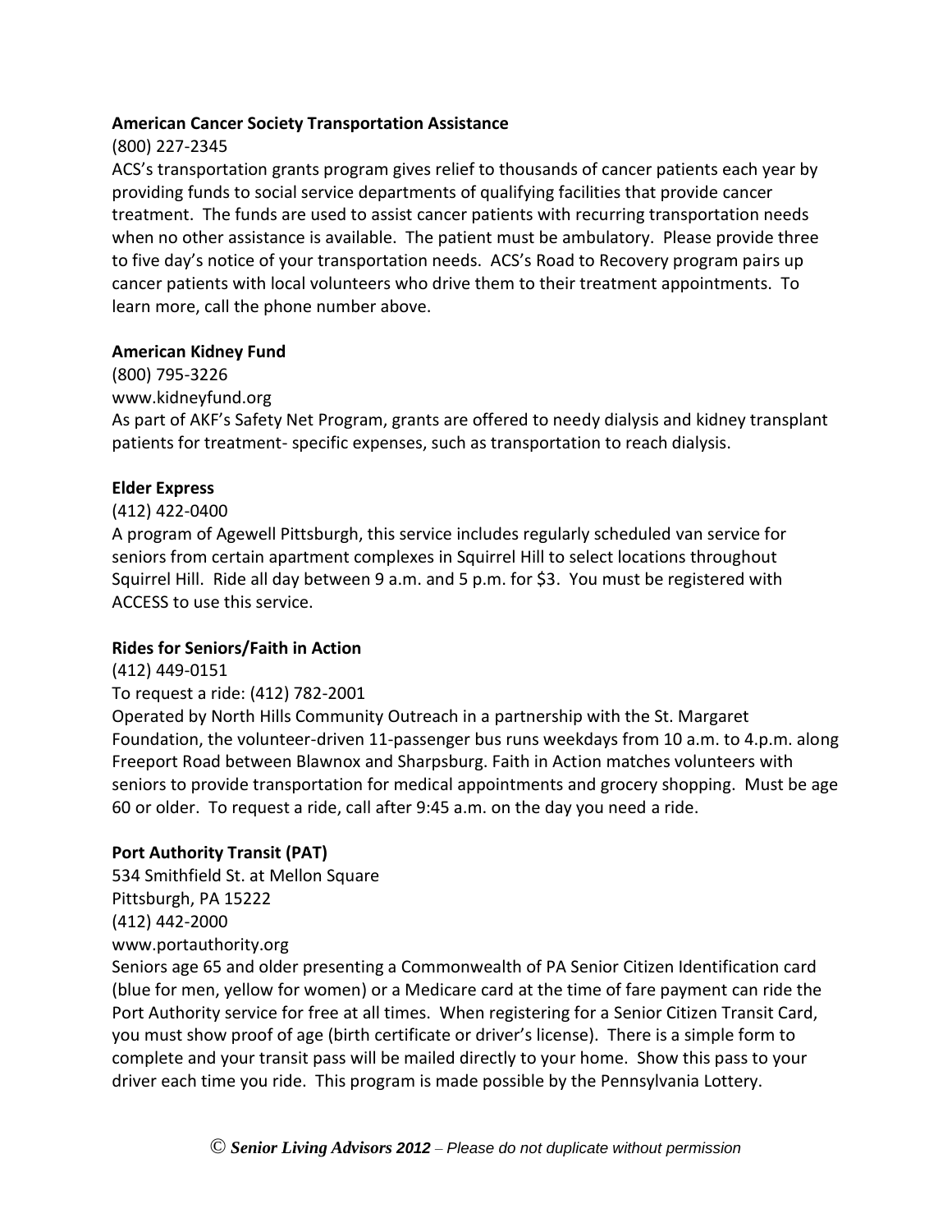**American Cancer Society Transportation Assistance**

(800) 227-2345

ACS's transportation grants program gives relief to thousands of cancer patients each year by providing funds to social service departments of qualifying facilities that provide cancer treatment. The funds are used to assist cancer patients with recurring transportation needs when no other assistance is available. The patient must be ambulatory. Please provide three to five day's notice of your transportation needs. ACS's Road to Recovery program pairs up cancer patients with local volunteers who drive them to their treatment appointments. To learn more, call the phone number above.

**American Kidney Fund**

(800) 795-3226

www.kidneyfund.org

As part of AKF's Safety Net Program, grants are offered to needy dialysis and kidney transplant patients for treatment- specific expenses, such as transportation to reach dialysis.

**Elder Express**

(412) 422-0400

A program of Agewell Pittsburgh, this service includes regularly scheduled van service for seniors from certain apartment complexes in Squirrel Hill to select locations throughout Squirrel Hill. Ride all day between 9 a.m. and 5 p.m. for $3. You must be registered with ACCESS to use this service.

**Rides for Seniors/Faith in Action**

(412) 449-0151

To request a ride: (412) 782-2001

Operated by North Hills Community Outreach in a partnership with the St. Margaret Foundation, the volunteer-driven 11-passenger bus runs weekdays from 10 a.m. to 4.p.m. along Freeport Road between Blawnox and Sharpsburg. Faith in Action matches volunteers with seniors to provide transportation for medical appointments and grocery shopping. Must be age 60 or older. To request a ride, call after 9:45 a.m. on the day you need a ride.

**Port Authority Transit (PAT)**

534 Smithfield St. at Mellon Square

Pittsburgh, PA 15222

(412) 442-2000

www.portauthority.org

Seniors age 65 and older presenting a Commonwealth of PA Senior Citizen Identification card (blue for men, yellow for women) or a Medicare card at the time of fare payment can ride the Port Authority service for free at all times. When registering for a Senior Citizen Transit Card, you must show proof of age (birth certificate or driver's license). There is a simple form to complete and your transit pass will be mailed directly to your home. Show this pass to your driver each time you ride. This program is made possible by the Pennsylvania Lottery.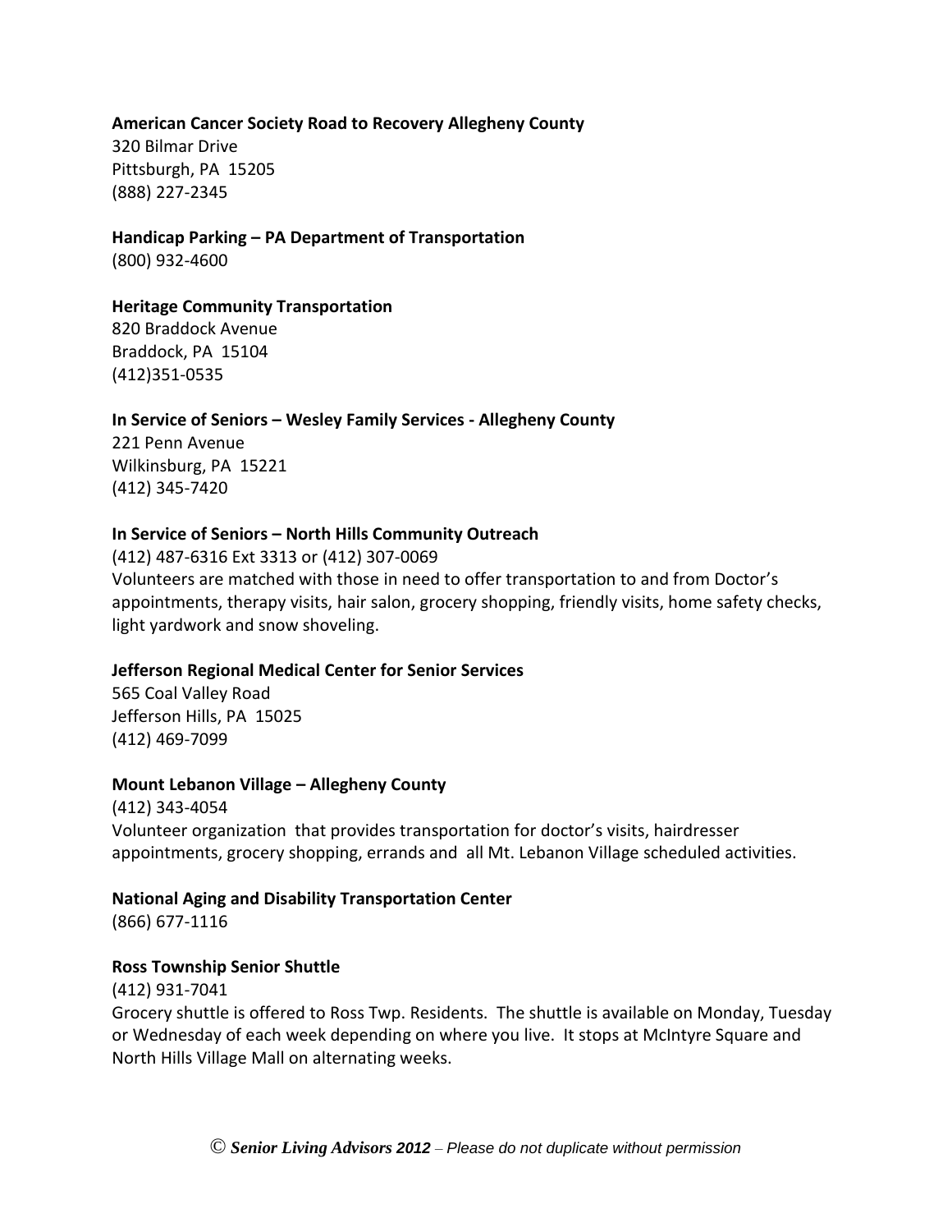**American Cancer Society Road to Recovery Allegheny County**
320 Bilmar Drive
Pittsburgh, PA 15205
(888) 227-2345

**Handicap Parking – PA Department of Transportation**
(800) 932-4600

**Heritage Community Transportation**
820 Braddock Avenue
Braddock, PA 15104
(412)351-0535

**In Service of Seniors – Wesley Family Services - Allegheny County**
221 Penn Avenue
Wilkinsburg, PA 15221
(412) 345-7420

**In Service of Seniors – North Hills Community Outreach**
(412) 487-6316 Ext 3313 or (412) 307-0069
Volunteers are matched with those in need to offer transportation to and from Doctor's appointments, therapy visits, hair salon, grocery shopping, friendly visits, home safety checks, light yardwork and snow shoveling.

**Jefferson Regional Medical Center for Senior Services**
565 Coal Valley Road
Jefferson Hills, PA 15025
(412) 469-7099

**Mount Lebanon Village – Allegheny County**
(412) 343-4054
Volunteer organization that provides transportation for doctor's visits, hairdresser appointments, grocery shopping, errands and all Mt. Lebanon Village scheduled activities.

**National Aging and Disability Transportation Center**
(866) 677-1116

**Ross Township Senior Shuttle**
(412) 931-7041
Grocery shuttle is offered to Ross Twp. Residents. The shuttle is available on Monday, Tuesday or Wednesday of each week depending on where you live. It stops at McIntyre Square and North Hills Village Mall on alternating weeks.

© ***Senior Living Advisors 2012*** – *Please do not duplicate without permission*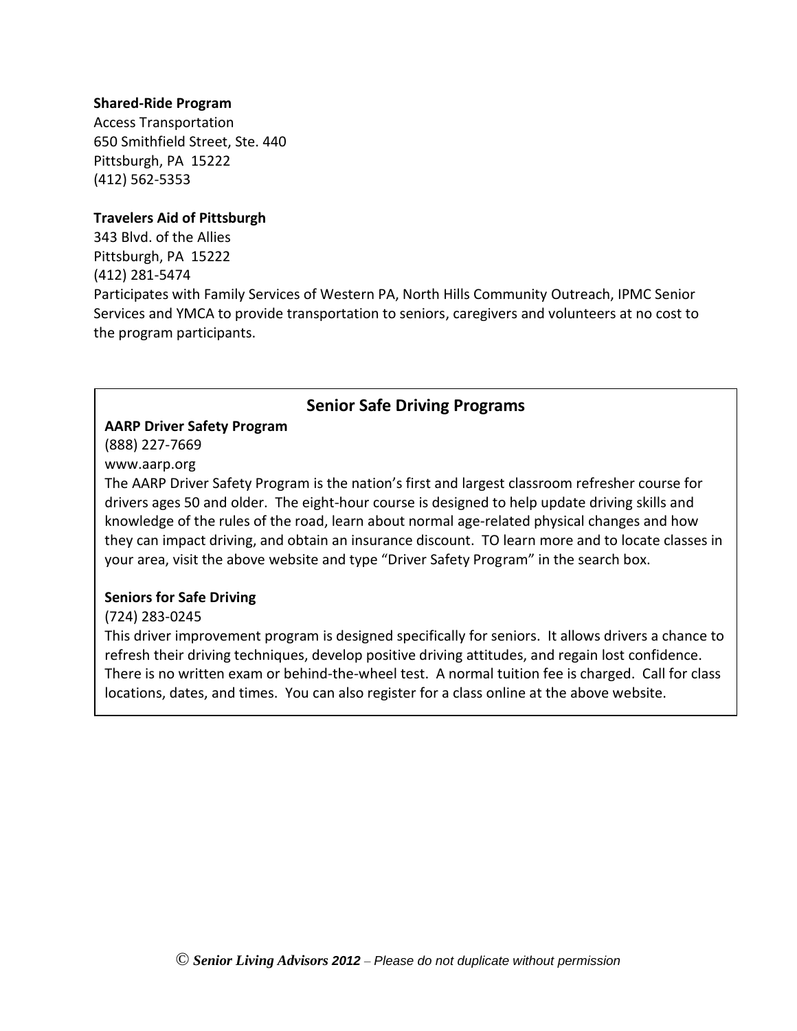**Shared-Ride Program**
Access Transportation
650 Smithfield Street, Ste. 440
Pittsburgh, PA 15222
(412) 562-5353

**Travelers Aid of Pittsburgh**
343 Blvd. of the Allies
Pittsburgh, PA 15222
(412) 281-5474
Participates with Family Services of Western PA, North Hills Community Outreach, IPMC Senior Services and YMCA to provide transportation to seniors, caregivers and volunteers at no cost to the program participants.

## Senior Safe Driving Programs

**AARP Driver Safety Program**
(888) 227-7669
www.aarp.org
The AARP Driver Safety Program is the nation's first and largest classroom refresher course for drivers ages 50 and older. The eight-hour course is designed to help update driving skills and knowledge of the rules of the road, learn about normal age-related physical changes and how they can impact driving, and obtain an insurance discount. TO learn more and to locate classes in your area, visit the above website and type "Driver Safety Program" in the search box.

**Seniors for Safe Driving**
(724) 283-0245
This driver improvement program is designed specifically for seniors. It allows drivers a chance to refresh their driving techniques, develop positive driving attitudes, and regain lost confidence. There is no written exam or behind-the-wheel test. A normal tuition fee is charged. Call for class locations, dates, and times. You can also register for a class online at the above website.

© ***Senior Living Advisors 2012*** – *Please do not duplicate without permission*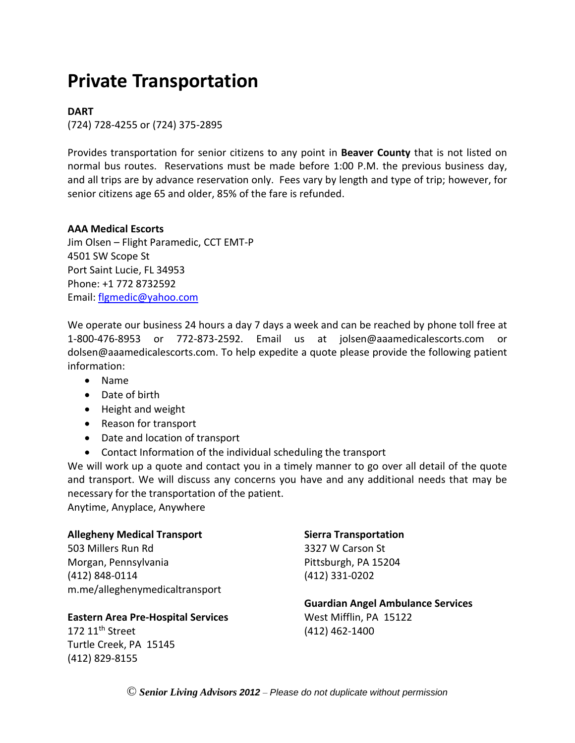# Private Transportation

**DART**
(724) 728-4255 or (724) 375-2895

Provides transportation for senior citizens to any point in **Beaver County** that is not listed on normal bus routes. Reservations must be made before 1:00 P.M. the previous business day, and all trips are by advance reservation only. Fees vary by length and type of trip; however, for senior citizens age 65 and older, 85% of the fare is refunded.

**AAA Medical Escorts**
Jim Olsen – Flight Paramedic, CCT EMT-P
4501 SW Scope St
Port Saint Lucie, FL 34953
Phone: +1 772 8732592
Email: flgmedic@yahoo.com

We operate our business 24 hours a day 7 days a week and can be reached by phone toll free at 1-800-476-8953 or 772-873-2592. Email us at jolsen@aaamedicalescorts.com or dolsen@aaamedicalescorts.com. To help expedite a quote please provide the following patient information:

- Name
- Date of birth
- Height and weight
- Reason for transport
- Date and location of transport
- Contact Information of the individual scheduling the transport

We will work up a quote and contact you in a timely manner to go over all detail of the quote and transport. We will discuss any concerns you have and any additional needs that may be necessary for the transportation of the patient.
Anytime, Anyplace, Anywhere

**Allegheny Medical Transport**
503 Millers Run Rd
Morgan, Pennsylvania
(412) 848-0114
m.me/alleghenymedicaltransport

**Eastern Area Pre-Hospital Services**
172 11th Street
Turtle Creek, PA 15145
(412) 829-8155

**Sierra Transportation**
3327 W Carson St
Pittsburgh, PA 15204
(412) 331-0202

**Guardian Angel Ambulance Services**
West Mifflin, PA 15122
(412) 462-1400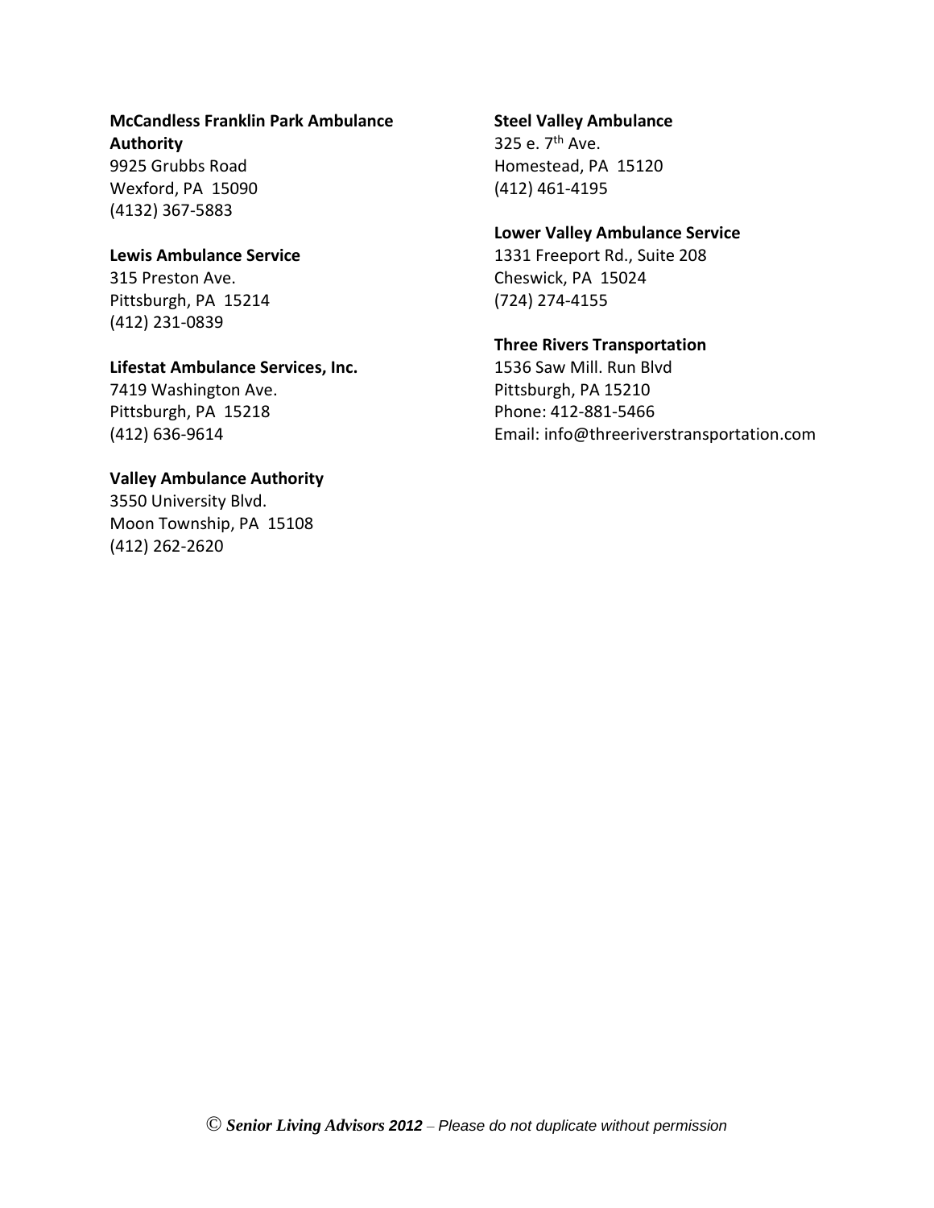**McCandless Franklin Park Ambulance Authority**
9925 Grubbs Road
Wexford, PA 15090
(4132) 367-5883

**Lewis Ambulance Service**
315 Preston Ave.
Pittsburgh, PA 15214
(412) 231-0839

**Lifestat Ambulance Services, Inc.**
7419 Washington Ave.
Pittsburgh, PA 15218
(412) 636-9614

**Valley Ambulance Authority**
3550 University Blvd.
Moon Township, PA 15108
(412) 262-2620

**Steel Valley Ambulance**
325 e. 7th Ave.
Homestead, PA 15120
(412) 461-4195

**Lower Valley Ambulance Service**
1331 Freeport Rd., Suite 208
Cheswick, PA 15024
(724) 274-4155

**Three Rivers Transportation**
1536 Saw Mill. Run Blvd
Pittsburgh, PA 15210
Phone: 412-881-5466
Email: info@threeriverstransportation.com

© ***Senior Living Advisors 2012*** – *Please do not duplicate without permission*